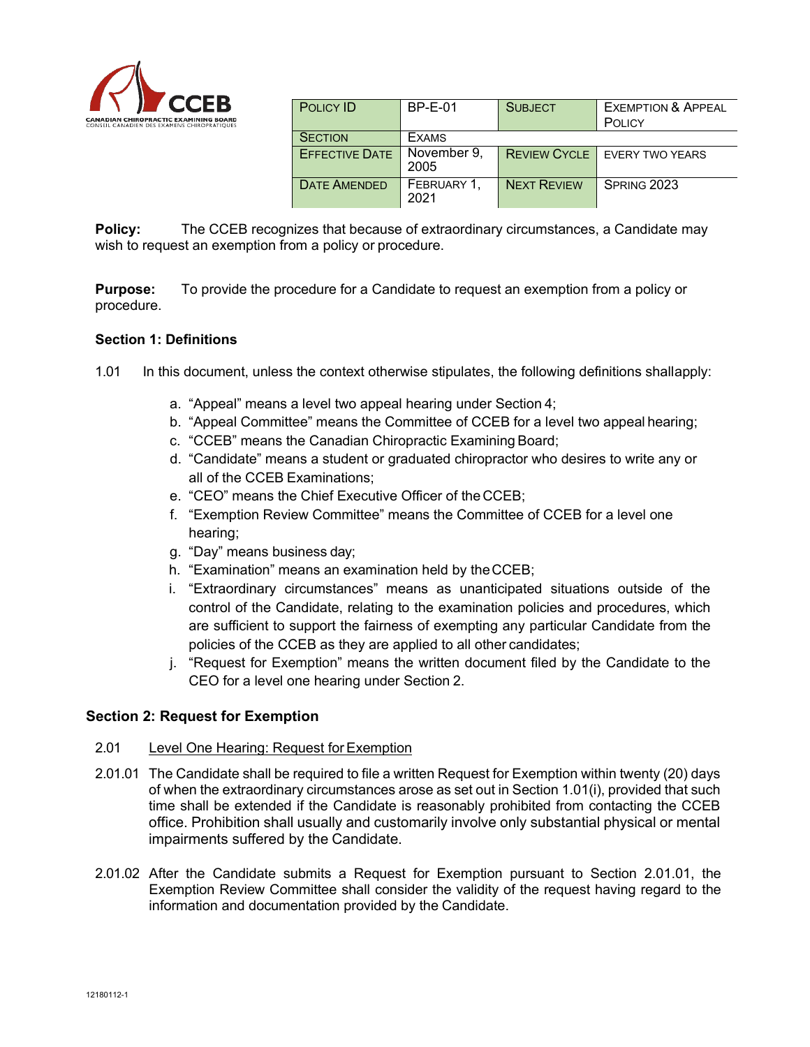CCEB
CANADIAN CHIROPRACTIC EXAMINING BOARD
CONSEIL CANADIEN DES EXAMENS CHIROPRATIQUES

| POLICY ID | BP-E-01 | SUBJECT | EXEMPTION & APPEAL POLICY |
|---|---|---|---|
| SECTION | EXAMS | | |
| EFFECTIVE DATE | November 9, 2005 | REVIEW CYCLE | EVERY TWO YEARS |
| DATE AMENDED | FEBRUARY 1, 2021 | NEXT REVIEW | SPRING 2023 |

**Policy:** The CCEB recognizes that because of extraordinary circumstances, a Candidate may wish to request an exemption from a policy or procedure.

**Purpose:** To provide the procedure for a Candidate to request an exemption from a policy or procedure.

### Section 1: Definitions

1.01 In this document, unless the context otherwise stipulates, the following definitions shall apply:

a. "Appeal" means a level two appeal hearing under Section 4;
b. "Appeal Committee" means the Committee of CCEB for a level two appeal hearing;
c. "CCEB" means the Canadian Chiropractic Examining Board;
d. "Candidate" means a student or graduated chiropractor who desires to write any or all of the CCEB Examinations;
e. "CEO" means the Chief Executive Officer of the CCEB;
f. "Exemption Review Committee" means the Committee of CCEB for a level one hearing;
g. "Day" means business day;
h. "Examination" means an examination held by the CCEB;
i. "Extraordinary circumstances" means as unanticipated situations outside of the control of the Candidate, relating to the examination policies and procedures, which are sufficient to support the fairness of exempting any particular Candidate from the policies of the CCEB as they are applied to all other candidates;
j. "Request for Exemption" means the written document filed by the Candidate to the CEO for a level one hearing under Section 2.

### Section 2: Request for Exemption

2.01 Level One Hearing: Request for Exemption

2.01.01 The Candidate shall be required to file a written Request for Exemption within twenty (20) days of when the extraordinary circumstances arose as set out in Section 1.01(i), provided that such time shall be extended if the Candidate is reasonably prohibited from contacting the CCEB office. Prohibition shall usually and customarily involve only substantial physical or mental impairments suffered by the Candidate.

2.01.02 After the Candidate submits a Request for Exemption pursuant to Section 2.01.01, the Exemption Review Committee shall consider the validity of the request having regard to the information and documentation provided by the Candidate.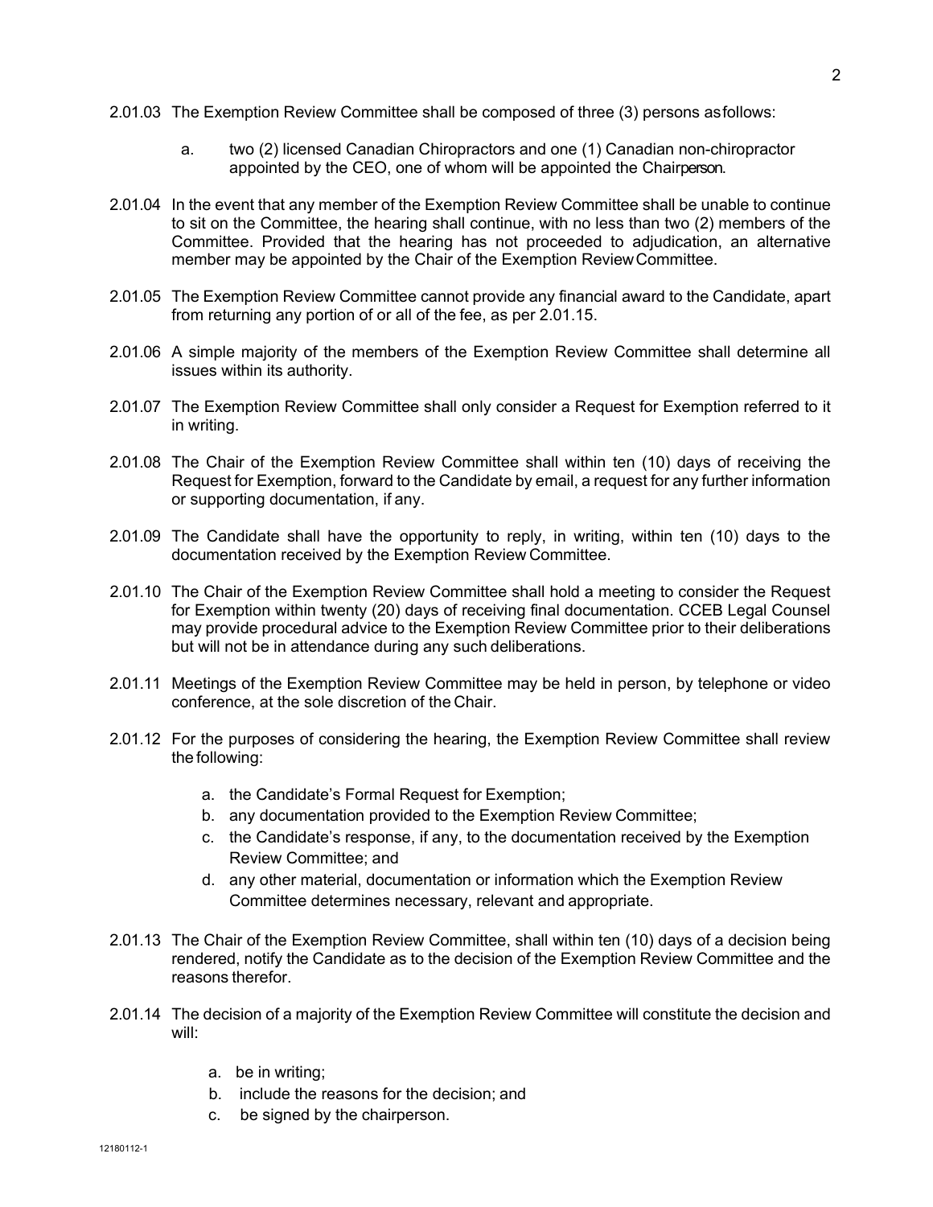2.01.03 The Exemption Review Committee shall be composed of three (3) persons as follows:

   a. two (2) licensed Canadian Chiropractors and one (1) Canadian non-chiropractor appointed by the CEO, one of whom will be appointed the Chairperson.

2.01.04 In the event that any member of the Exemption Review Committee shall be unable to continue to sit on the Committee, the hearing shall continue, with no less than two (2) members of the Committee. Provided that the hearing has not proceeded to adjudication, an alternative member may be appointed by the Chair of the Exemption Review Committee.

2.01.05 The Exemption Review Committee cannot provide any financial award to the Candidate, apart from returning any portion of or all of the fee, as per 2.01.15.

2.01.06 A simple majority of the members of the Exemption Review Committee shall determine all issues within its authority.

2.01.07 The Exemption Review Committee shall only consider a Request for Exemption referred to it in writing.

2.01.08 The Chair of the Exemption Review Committee shall within ten (10) days of receiving the Request for Exemption, forward to the Candidate by email, a request for any further information or supporting documentation, if any.

2.01.09 The Candidate shall have the opportunity to reply, in writing, within ten (10) days to the documentation received by the Exemption Review Committee.

2.01.10 The Chair of the Exemption Review Committee shall hold a meeting to consider the Request for Exemption within twenty (20) days of receiving final documentation. CCEB Legal Counsel may provide procedural advice to the Exemption Review Committee prior to their deliberations but will not be in attendance during any such deliberations.

2.01.11 Meetings of the Exemption Review Committee may be held in person, by telephone or video conference, at the sole discretion of the Chair.

2.01.12 For the purposes of considering the hearing, the Exemption Review Committee shall review the following:

   a. the Candidate's Formal Request for Exemption;
   b. any documentation provided to the Exemption Review Committee;
   c. the Candidate's response, if any, to the documentation received by the Exemption Review Committee; and
   d. any other material, documentation or information which the Exemption Review Committee determines necessary, relevant and appropriate.

2.01.13 The Chair of the Exemption Review Committee, shall within ten (10) days of a decision being rendered, notify the Candidate as to the decision of the Exemption Review Committee and the reasons therefor.

2.01.14 The decision of a majority of the Exemption Review Committee will constitute the decision and will:

   a. be in writing;
   b. include the reasons for the decision; and
   c. be signed by the chairperson.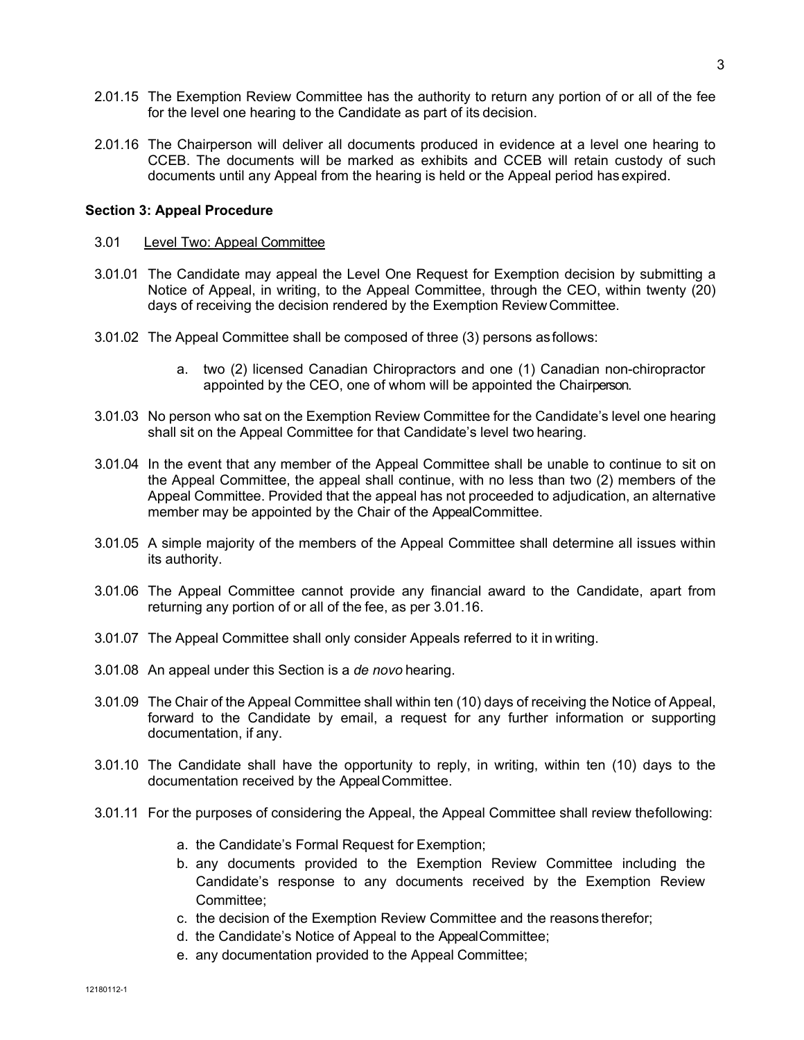2.01.15 The Exemption Review Committee has the authority to return any portion of or all of the fee for the level one hearing to the Candidate as part of its decision.

2.01.16 The Chairperson will deliver all documents produced in evidence at a level one hearing to CCEB. The documents will be marked as exhibits and CCEB will retain custody of such documents until any Appeal from the hearing is held or the Appeal period has expired.

**Section 3: Appeal Procedure**

3.01 Level Two: Appeal Committee

3.01.01 The Candidate may appeal the Level One Request for Exemption decision by submitting a Notice of Appeal, in writing, to the Appeal Committee, through the CEO, within twenty (20) days of receiving the decision rendered by the Exemption Review Committee.

3.01.02 The Appeal Committee shall be composed of three (3) persons as follows:

a. two (2) licensed Canadian Chiropractors and one (1) Canadian non-chiropractor appointed by the CEO, one of whom will be appointed the Chairperson.

3.01.03 No person who sat on the Exemption Review Committee for the Candidate's level one hearing shall sit on the Appeal Committee for that Candidate's level two hearing.

3.01.04 In the event that any member of the Appeal Committee shall be unable to continue to sit on the Appeal Committee, the appeal shall continue, with no less than two (2) members of the Appeal Committee. Provided that the appeal has not proceeded to adjudication, an alternative member may be appointed by the Chair of the Appeal Committee.

3.01.05 A simple majority of the members of the Appeal Committee shall determine all issues within its authority.

3.01.06 The Appeal Committee cannot provide any financial award to the Candidate, apart from returning any portion of or all of the fee, as per 3.01.16.

3.01.07 The Appeal Committee shall only consider Appeals referred to it in writing.

3.01.08 An appeal under this Section is a *de novo* hearing.

3.01.09 The Chair of the Appeal Committee shall within ten (10) days of receiving the Notice of Appeal, forward to the Candidate by email, a request for any further information or supporting documentation, if any.

3.01.10 The Candidate shall have the opportunity to reply, in writing, within ten (10) days to the documentation received by the Appeal Committee.

3.01.11 For the purposes of considering the Appeal, the Appeal Committee shall review the following:

a. the Candidate's Formal Request for Exemption;
b. any documents provided to the Exemption Review Committee including the Candidate's response to any documents received by the Exemption Review Committee;
c. the decision of the Exemption Review Committee and the reasons therefor;
d. the Candidate's Notice of Appeal to the Appeal Committee;
e. any documentation provided to the Appeal Committee;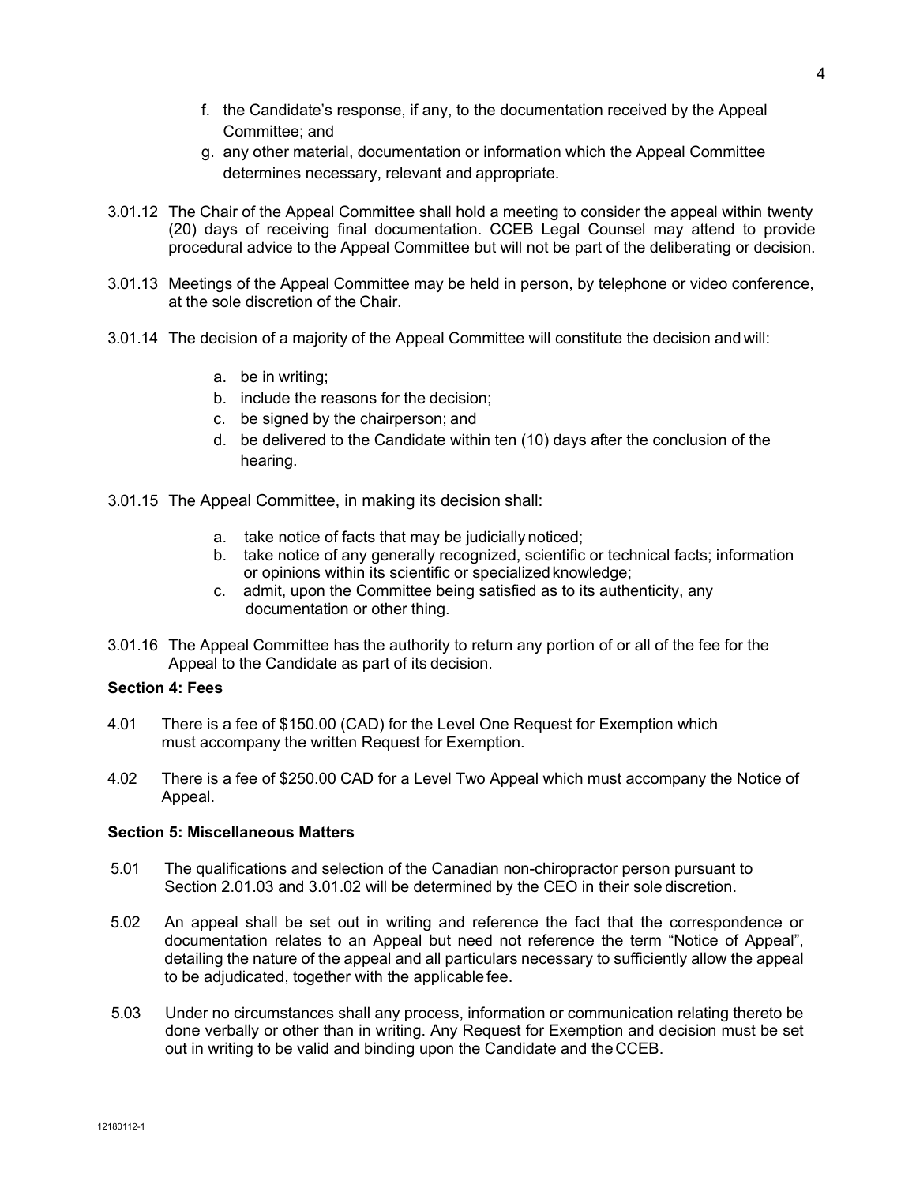f. the Candidate's response, if any, to the documentation received by the Appeal Committee; and

g. any other material, documentation or information which the Appeal Committee determines necessary, relevant and appropriate.

3.01.12 The Chair of the Appeal Committee shall hold a meeting to consider the appeal within twenty (20) days of receiving final documentation. CCEB Legal Counsel may attend to provide procedural advice to the Appeal Committee but will not be part of the deliberating or decision.

3.01.13 Meetings of the Appeal Committee may be held in person, by telephone or video conference, at the sole discretion of the Chair.

3.01.14 The decision of a majority of the Appeal Committee will constitute the decision and will:

a. be in writing;
b. include the reasons for the decision;
c. be signed by the chairperson; and
d. be delivered to the Candidate within ten (10) days after the conclusion of the hearing.

3.01.15 The Appeal Committee, in making its decision shall:

a. take notice of facts that may be judicially noticed;
b. take notice of any generally recognized, scientific or technical facts; information or opinions within its scientific or specialized knowledge;
c. admit, upon the Committee being satisfied as to its authenticity, any documentation or other thing.

3.01.16 The Appeal Committee has the authority to return any portion of or all of the fee for the Appeal to the Candidate as part of its decision.

**Section 4: Fees**

4.01 There is a fee of $150.00 (CAD) for the Level One Request for Exemption which must accompany the written Request for Exemption.

4.02 There is a fee of $250.00 CAD for a Level Two Appeal which must accompany the Notice of Appeal.

**Section 5: Miscellaneous Matters**

5.01 The qualifications and selection of the Canadian non-chiropractor person pursuant to Section 2.01.03 and 3.01.02 will be determined by the CEO in their sole discretion.

5.02 An appeal shall be set out in writing and reference the fact that the correspondence or documentation relates to an Appeal but need not reference the term "Notice of Appeal", detailing the nature of the appeal and all particulars necessary to sufficiently allow the appeal to be adjudicated, together with the applicable fee.

5.03 Under no circumstances shall any process, information or communication relating thereto be done verbally or other than in writing. Any Request for Exemption and decision must be set out in writing to be valid and binding upon the Candidate and the CCEB.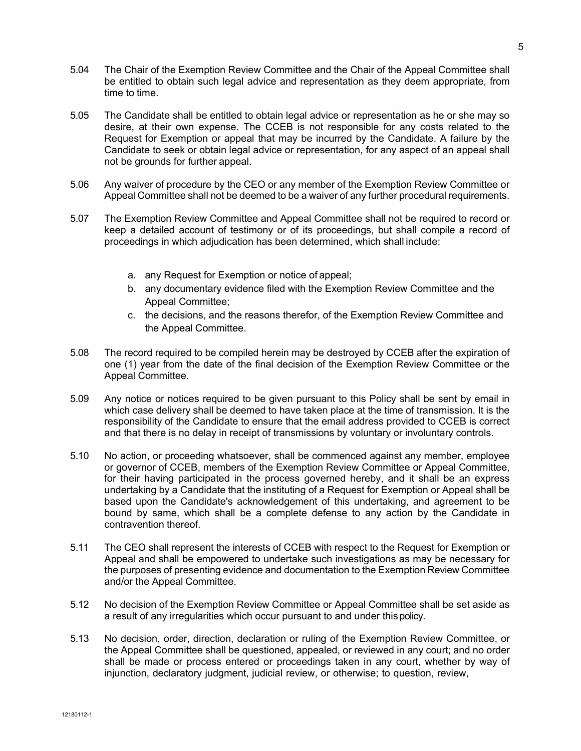5.04 The Chair of the Exemption Review Committee and the Chair of the Appeal Committee shall be entitled to obtain such legal advice and representation as they deem appropriate, from time to time.

5.05 The Candidate shall be entitled to obtain legal advice or representation as he or she may so desire, at their own expense. The CCEB is not responsible for any costs related to the Request for Exemption or appeal that may be incurred by the Candidate. A failure by the Candidate to seek or obtain legal advice or representation, for any aspect of an appeal shall not be grounds for further appeal.

5.06 Any waiver of procedure by the CEO or any member of the Exemption Review Committee or Appeal Committee shall not be deemed to be a waiver of any further procedural requirements.

5.07 The Exemption Review Committee and Appeal Committee shall not be required to record or keep a detailed account of testimony or of its proceedings, but shall compile a record of proceedings in which adjudication has been determined, which shall include:

a. any Request for Exemption or notice of appeal;
b. any documentary evidence filed with the Exemption Review Committee and the Appeal Committee;
c. the decisions, and the reasons therefor, of the Exemption Review Committee and the Appeal Committee.

5.08 The record required to be compiled herein may be destroyed by CCEB after the expiration of one (1) year from the date of the final decision of the Exemption Review Committee or the Appeal Committee.

5.09 Any notice or notices required to be given pursuant to this Policy shall be sent by email in which case delivery shall be deemed to have taken place at the time of transmission. It is the responsibility of the Candidate to ensure that the email address provided to CCEB is correct and that there is no delay in receipt of transmissions by voluntary or involuntary controls.

5.10 No action, or proceeding whatsoever, shall be commenced against any member, employee or governor of CCEB, members of the Exemption Review Committee or Appeal Committee, for their having participated in the process governed hereby, and it shall be an express undertaking by a Candidate that the instituting of a Request for Exemption or Appeal shall be based upon the Candidate's acknowledgement of this undertaking, and agreement to be bound by same, which shall be a complete defense to any action by the Candidate in contravention thereof.

5.11 The CEO shall represent the interests of CCEB with respect to the Request for Exemption or Appeal and shall be empowered to undertake such investigations as may be necessary for the purposes of presenting evidence and documentation to the Exemption Review Committee and/or the Appeal Committee.

5.12 No decision of the Exemption Review Committee or Appeal Committee shall be set aside as a result of any irregularities which occur pursuant to and under this policy.

5.13 No decision, order, direction, declaration or ruling of the Exemption Review Committee, or the Appeal Committee shall be questioned, appealed, or reviewed in any court; and no order shall be made or process entered or proceedings taken in any court, whether by way of injunction, declaratory judgment, judicial review, or otherwise; to question, review,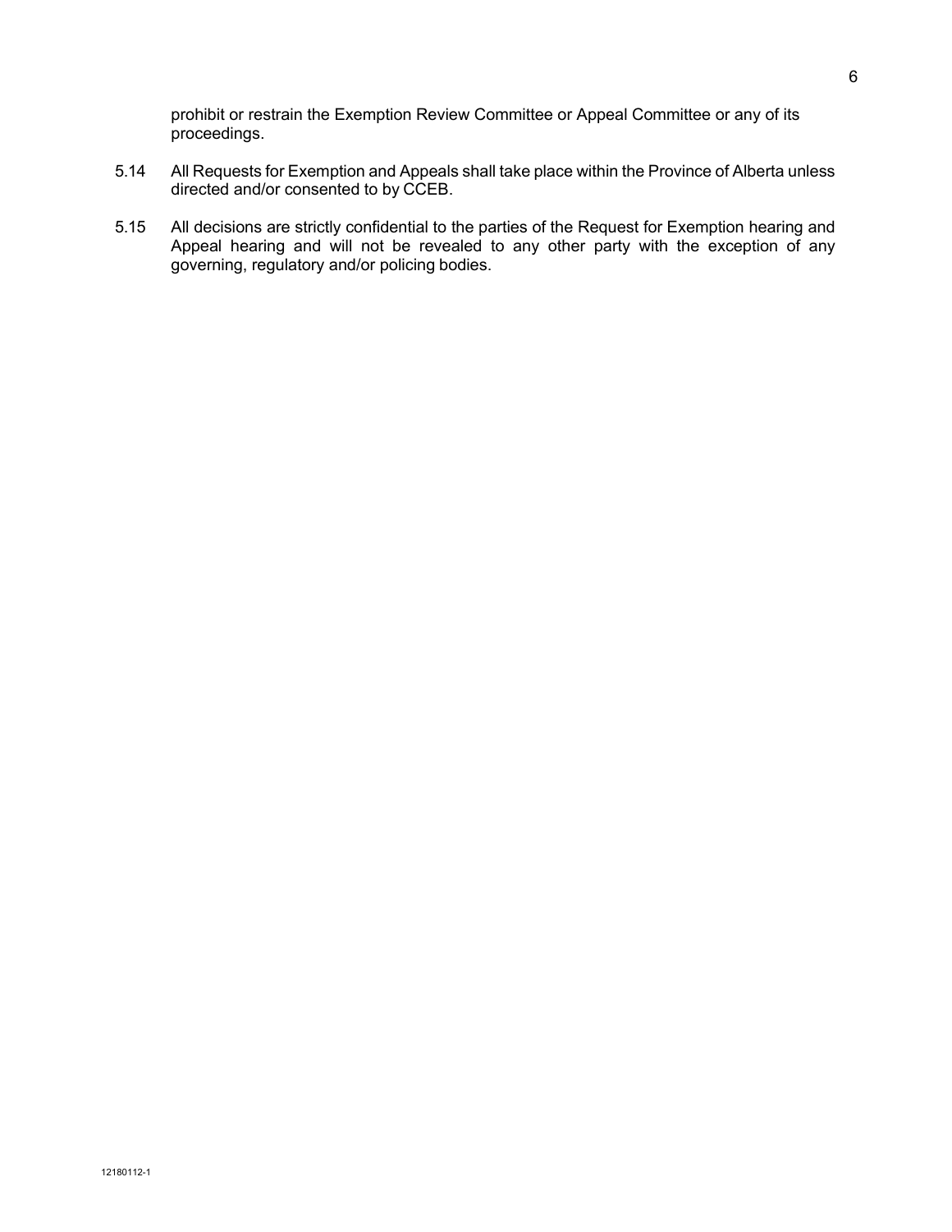prohibit or restrain the Exemption Review Committee or Appeal Committee or any of its proceedings.

5.14 All Requests for Exemption and Appeals shall take place within the Province of Alberta unless directed and/or consented to by CCEB.

5.15 All decisions are strictly confidential to the parties of the Request for Exemption hearing and Appeal hearing and will not be revealed to any other party with the exception of any governing, regulatory and/or policing bodies.